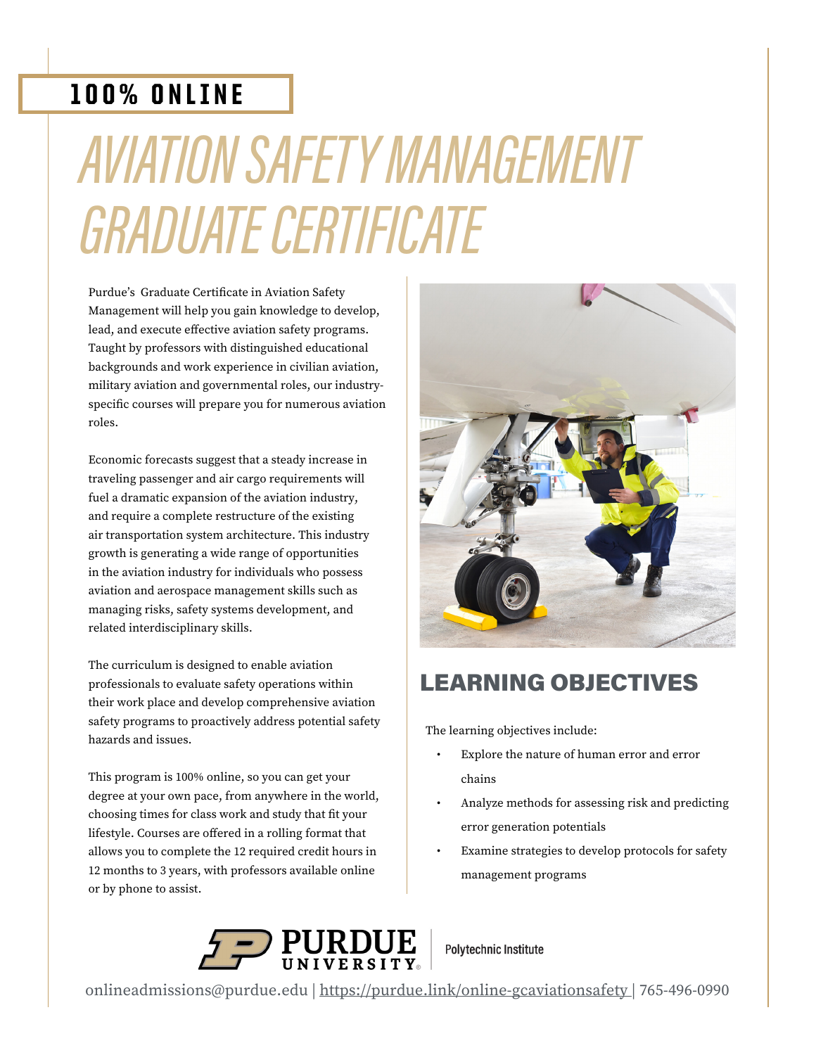100% ONLINE

# AVIATION SAFETY MANAGEMENT GRADUATE CERTIFICATE

Purdue's Graduate Certificate in Aviation Safety Management will help you gain knowledge to develop, lead, and execute effective aviation safety programs. Taught by professors with distinguished educational backgrounds and work experience in civilian aviation, military aviation and governmental roles, our industry-specific courses will prepare you for numerous aviation roles.

Economic forecasts suggest that a steady increase in traveling passenger and air cargo requirements will fuel a dramatic expansion of the aviation industry, and require a complete restructure of the existing air transportation system architecture. This industry growth is generating a wide range of opportunities in the aviation industry for individuals who possess aviation and aerospace management skills such as managing risks, safety systems development, and related interdisciplinary skills.

The curriculum is designed to enable aviation professionals to evaluate safety operations within their work place and develop comprehensive aviation safety programs to proactively address potential safety hazards and issues.

This program is 100% online, so you can get your degree at your own pace, from anywhere in the world, choosing times for class work and study that fit your lifestyle. Courses are offered in a rolling format that allows you to complete the 12 required credit hours in 12 months to 3 years, with professors available online or by phone to assist.

## LEARNING OBJECTIVES

The learning objectives include:

- Explore the nature of human error and error chains
- Analyze methods for assessing risk and predicting error generation potentials
- Examine strategies to develop protocols for safety management programs

PURDUE UNIVERSITY | Polytechnic Institute

onlineadmissions@purdue.edu | https://purdue.link/online-gcaviationsafety | 765-496-0990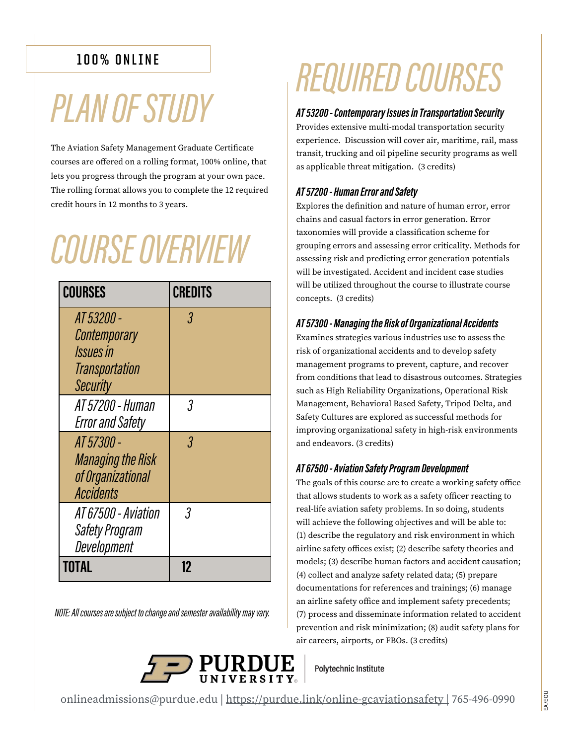100% ONLINE

# PLAN OF STUDY

The Aviation Safety Management Graduate Certificate courses are offered on a rolling format, 100% online, that lets you progress through the program at your own pace. The rolling format allows you to complete the 12 required credit hours in 12 months to 3 years.

# COURSE OVERVIEW

| COURSES | CREDITS |
|---|---|
| *AT 53200 - Contemporary Issues in Transportation Security* | *3* |
| *AT 57200 - Human Error and Safety* | *3* |
| *AT 57300 - Managing the Risk of Organizational Accidents* | *3* |
| *AT 67500 - Aviation Safety Program Development* | *3* |
| **TOTAL** | **12** |

*NOTE: All courses are subject to change and semester availability may vary.*

# REQUIRED COURSES

### *AT 53200 - Contemporary Issues in Transportation Security*

Provides extensive multi-modal transportation security experience. Discussion will cover air, maritime, rail, mass transit, trucking and oil pipeline security programs as well as applicable threat mitigation. (3 credits)

### *AT 57200 - Human Error and Safety*

Explores the definition and nature of human error, error chains and casual factors in error generation. Error taxonomies will provide a classification scheme for grouping errors and assessing error criticality. Methods for assessing risk and predicting error generation potentials will be investigated. Accident and incident case studies will be utilized throughout the course to illustrate course concepts. (3 credits)

### *AT 57300 - Managing the Risk of Organizational Accidents*

Examines strategies various industries use to assess the risk of organizational accidents and to develop safety management programs to prevent, capture, and recover from conditions that lead to disastrous outcomes. Strategies such as High Reliability Organizations, Operational Risk Management, Behavioral Based Safety, Tripod Delta, and Safety Cultures are explored as successful methods for improving organizational safety in high-risk environments and endeavors. (3 credits)

### *AT 67500 - Aviation Safety Program Development*

The goals of this course are to create a working safety office that allows students to work as a safety officer reacting to real-life aviation safety problems. In so doing, students will achieve the following objectives and will be able to: (1) describe the regulatory and risk environment in which airline safety offices exist; (2) describe safety theories and models; (3) describe human factors and accident causation; (4) collect and analyze safety related data; (5) prepare documentations for references and trainings; (6) manage an airline safety office and implement safety precedents; (7) process and disseminate information related to accident prevention and risk minimization; (8) audit safety plans for air careers, airports, or FBOs. (3 credits)

PURDUE UNIVERSITY | Polytechnic Institute

onlineadmissions@purdue.edu | https://purdue.link/online-gcaviationsafety | 765-496-0990

EA/EOU